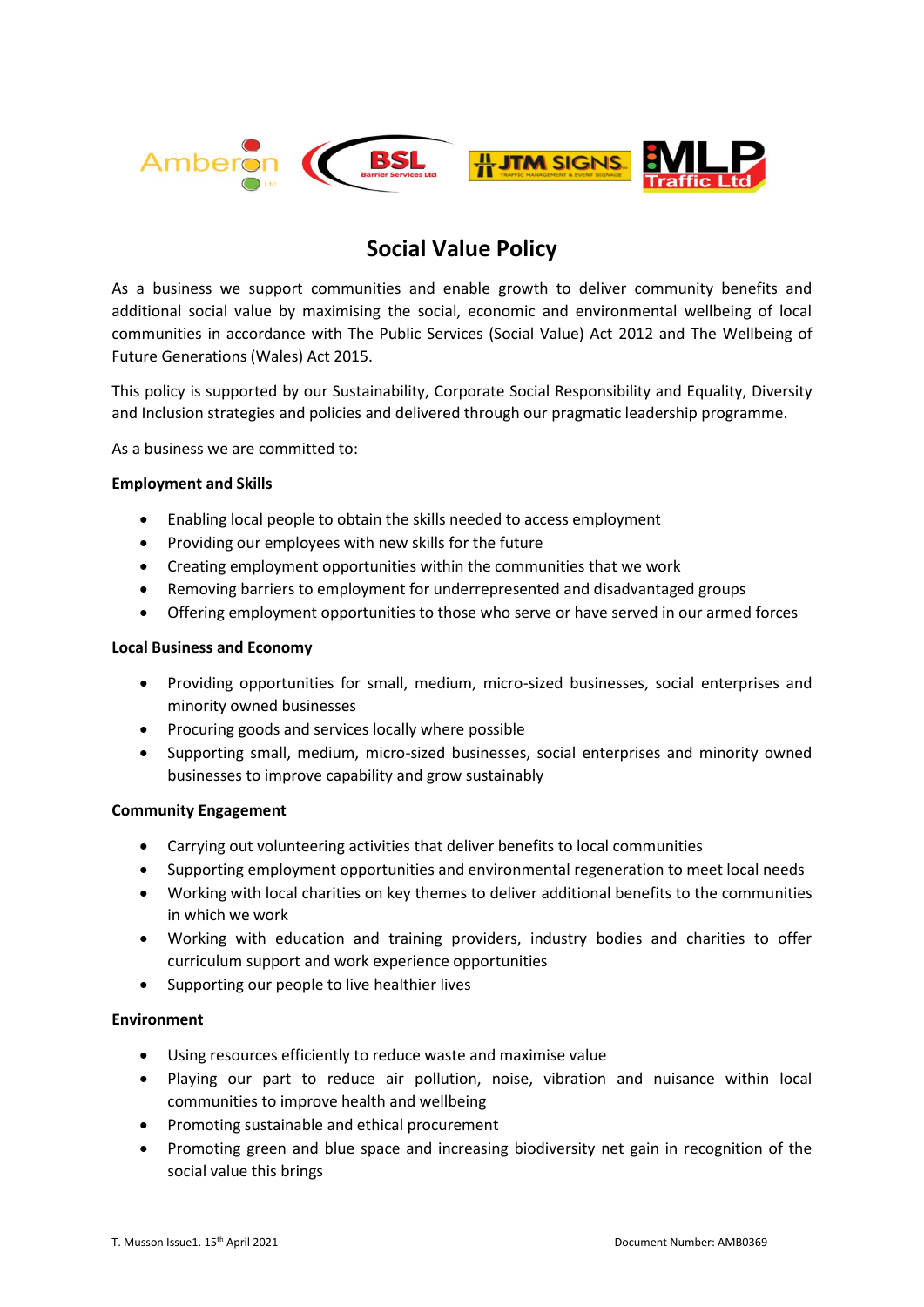# Social Value Policy

As a business we support communities and enable growth to deliver community benefits and additional social value by maximising the social, economic and environmental wellbeing of local communities in accordance with The Public Services (Social Value) Act 2012 and The Wellbeing of Future Generations (Wales) Act 2015.

This policy is supported by our Sustainability, Corporate Social Responsibility and Equality, Diversity and Inclusion strategies and policies and delivered through our pragmatic leadership programme.

As a business we are committed to:

**Employment and Skills**

- Enabling local people to obtain the skills needed to access employment
- Providing our employees with new skills for the future
- Creating employment opportunities within the communities that we work
- Removing barriers to employment for underrepresented and disadvantaged groups
- Offering employment opportunities to those who serve or have served in our armed forces

**Local Business and Economy**

- Providing opportunities for small, medium, micro-sized businesses, social enterprises and minority owned businesses
- Procuring goods and services locally where possible
- Supporting small, medium, micro-sized businesses, social enterprises and minority owned businesses to improve capability and grow sustainably

**Community Engagement**

- Carrying out volunteering activities that deliver benefits to local communities
- Supporting employment opportunities and environmental regeneration to meet local needs
- Working with local charities on key themes to deliver additional benefits to the communities in which we work
- Working with education and training providers, industry bodies and charities to offer curriculum support and work experience opportunities
- Supporting our people to live healthier lives

**Environment**

- Using resources efficiently to reduce waste and maximise value
- Playing our part to reduce air pollution, noise, vibration and nuisance within local communities to improve health and wellbeing
- Promoting sustainable and ethical procurement
- Promoting green and blue space and increasing biodiversity net gain in recognition of the social value this brings

T. Musson Issue1. 15th April 2021 Document Number: AMB0369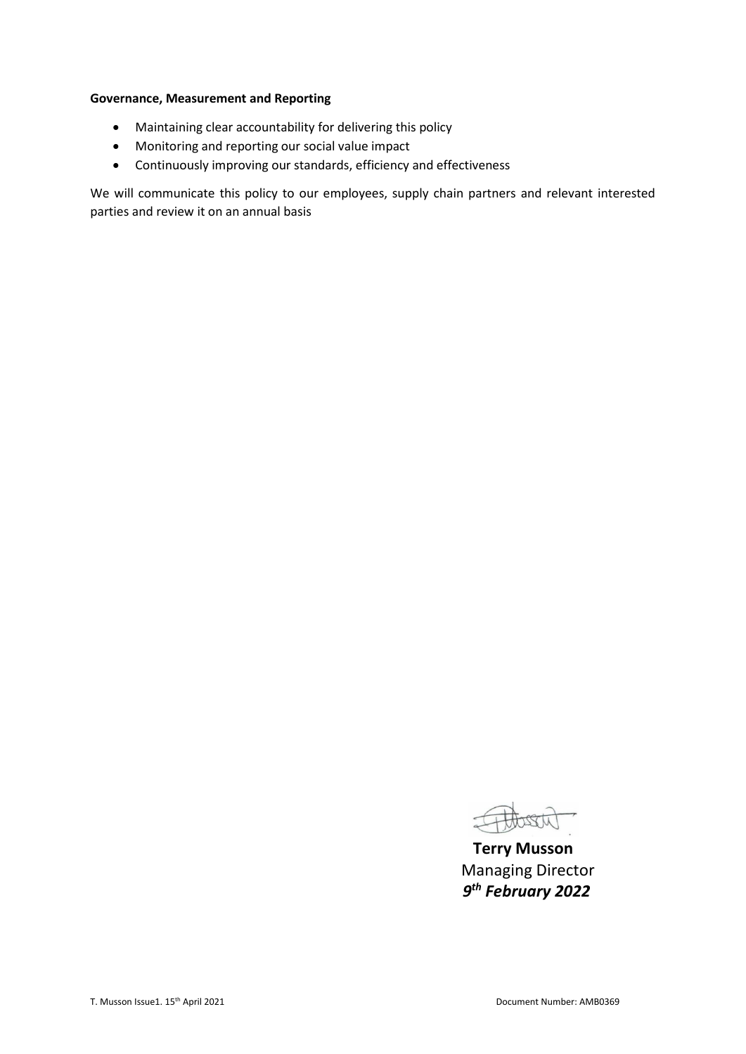**Governance, Measurement and Reporting**

- Maintaining clear accountability for delivering this policy
- Monitoring and reporting our social value impact
- Continuously improving our standards, efficiency and effectiveness

We will communicate this policy to our employees, supply chain partners and relevant interested parties and review it on an annual basis

**Terry Musson**
Managing Director
***9th February 2022***

T. Musson Issue1. 15th April 2021 Document Number: AMB0369